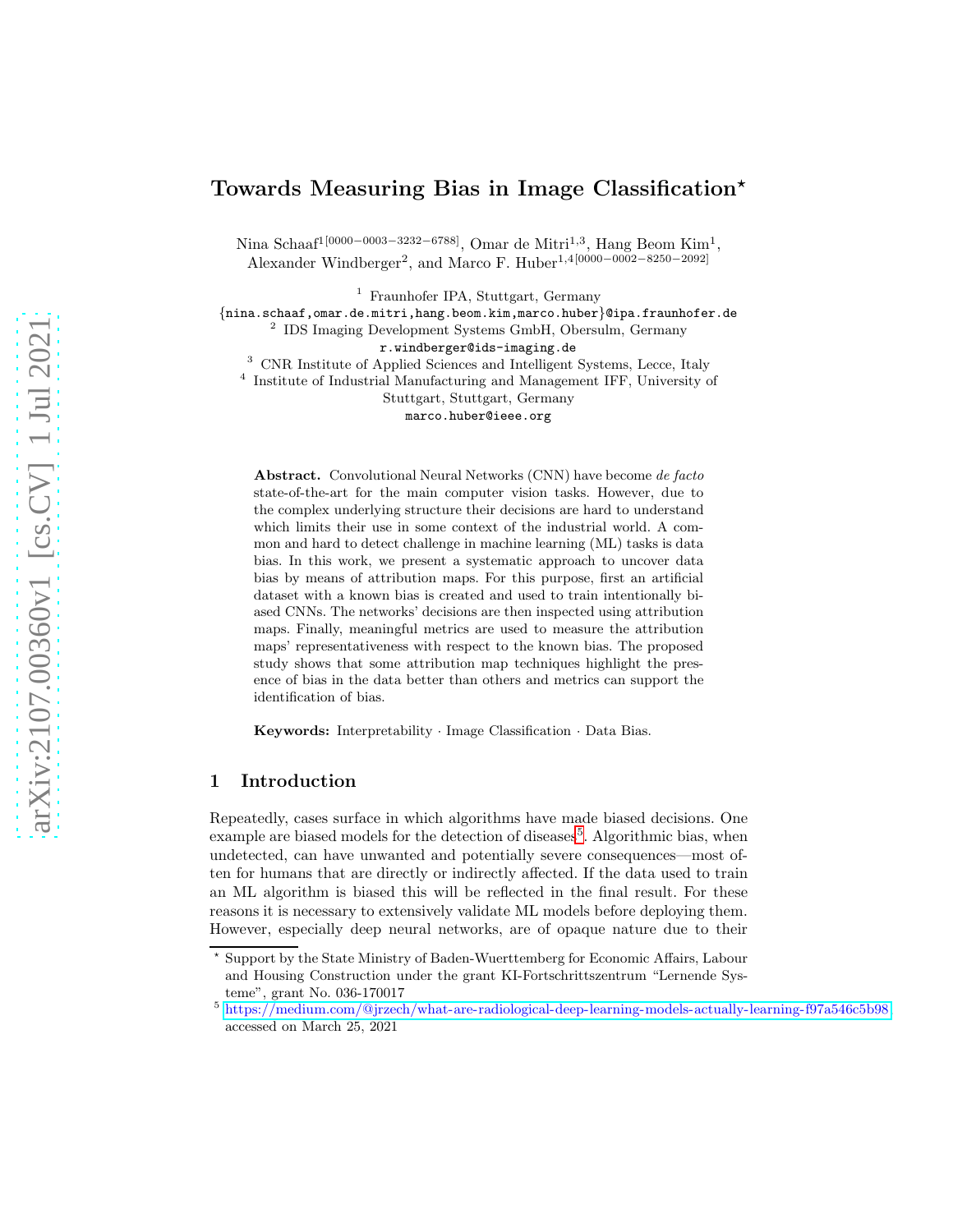# Towards Measuring Bias in Image Classification*

Nina Schaaf[1[0000−0003−3232−6788]], Omar de Mitri[1,3], Hang Beom Kim[1], Alexander Windberger[2], and Marco F. Huber[1,4[0000−0002−8250−2092]]

[1] Fraunhofer IPA, Stuttgart, Germany
{nina.schaaf,omar.de.mitri,hang.beom.kim,marco.huber}@ipa.fraunhofer.de
[2] IDS Imaging Development Systems GmbH, Obersulm, Germany
r.windberger@ids-imaging.de
[3] CNR Institute of Applied Sciences and Intelligent Systems, Lecce, Italy
[4] Institute of Industrial Manufacturing and Management IFF, University of Stuttgart, Stuttgart, Germany
marco.huber@ieee.org

**Abstract.** Convolutional Neural Networks (CNN) have become *de facto* state-of-the-art for the main computer vision tasks. However, due to the complex underlying structure their decisions are hard to understand which limits their use in some context of the industrial world. A common and hard to detect challenge in machine learning (ML) tasks is data bias. In this work, we present a systematic approach to uncover data bias by means of attribution maps. For this purpose, first an artificial dataset with a known bias is created and used to train intentionally biased CNNs. The networks' decisions are then inspected using attribution maps. Finally, meaningful metrics are used to measure the attribution maps' representativeness with respect to the known bias. The proposed study shows that some attribution map techniques highlight the presence of bias in the data better than others and metrics can support the identification of bias.

**Keywords:** Interpretability · Image Classification · Data Bias.

## 1 Introduction

Repeatedly, cases surface in which algorithms have made biased decisions. One example are biased models for the detection of diseases[5]. Algorithmic bias, when undetected, can have unwanted and potentially severe consequences—most often for humans that are directly or indirectly affected. If the data used to train an ML algorithm is biased this will be reflected in the final result. For these reasons it is necessary to extensively validate ML models before deploying them. However, especially deep neural networks, are of opaque nature due to their

* Support by the State Ministry of Baden-Wuerttemberg for Economic Affairs, Labour and Housing Construction under the grant KI-Fortschrittszentrum "Lernende Systeme", grant No. 036-170017

[5] https://medium.com/@jrzech/what-are-radiological-deep-learning-models-actually-learning-f97a546c5b98 accessed on March 25, 2021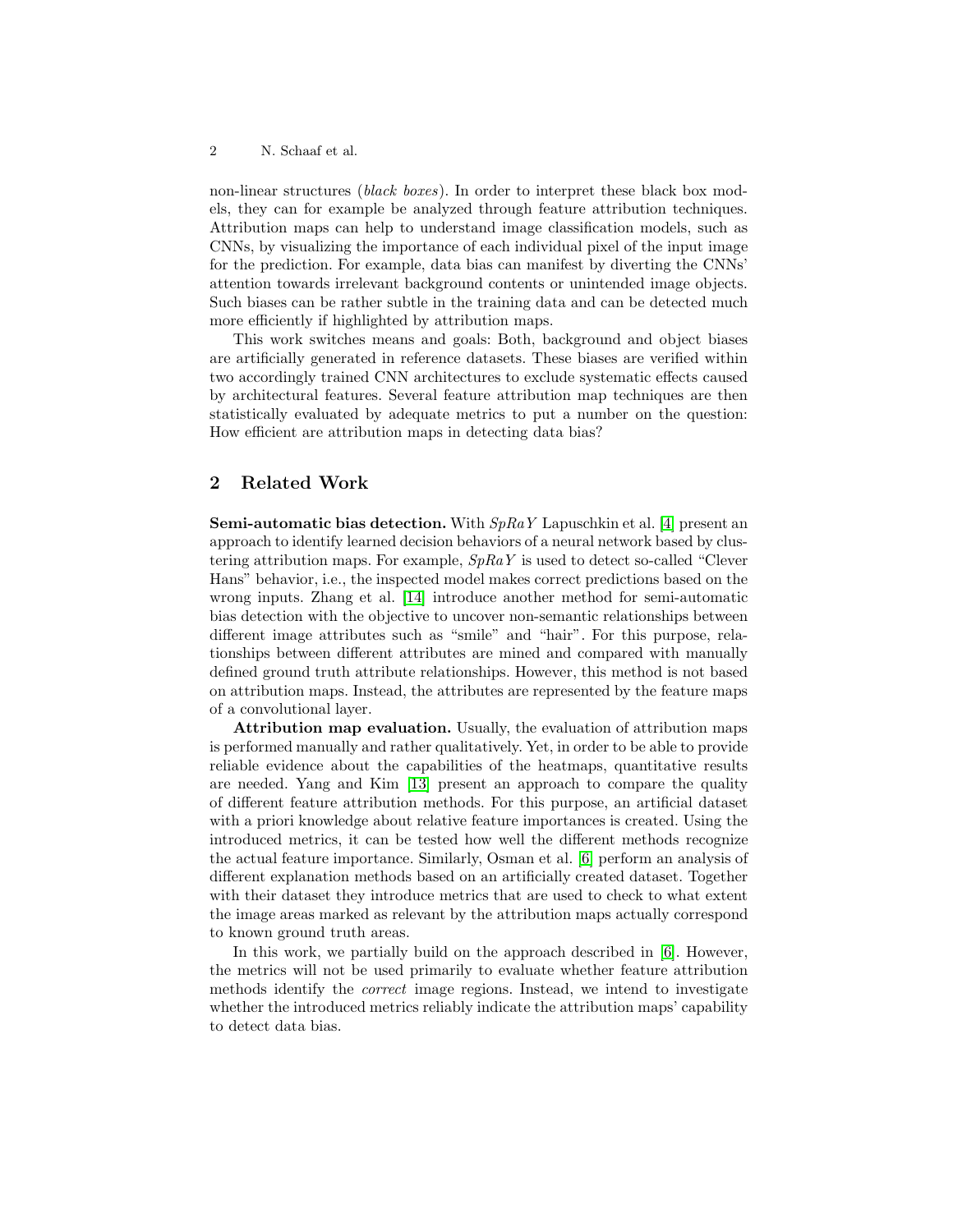non-linear structures (*black boxes*). In order to interpret these black box models, they can for example be analyzed through feature attribution techniques. Attribution maps can help to understand image classification models, such as CNNs, by visualizing the importance of each individual pixel of the input image for the prediction. For example, data bias can manifest by diverting the CNNs' attention towards irrelevant background contents or unintended image objects. Such biases can be rather subtle in the training data and can be detected much more efficiently if highlighted by attribution maps.

This work switches means and goals: Both, background and object biases are artificially generated in reference datasets. These biases are verified within two accordingly trained CNN architectures to exclude systematic effects caused by architectural features. Several feature attribution map techniques are then statistically evaluated by adequate metrics to put a number on the question: How efficient are attribution maps in detecting data bias?

## 2 Related Work

**Semi-automatic bias detection.** With *SpRaY* Lapuschkin et al. [4] present an approach to identify learned decision behaviors of a neural network based by clustering attribution maps. For example, *SpRaY* is used to detect so-called "Clever Hans" behavior, i.e., the inspected model makes correct predictions based on the wrong inputs. Zhang et al. [14] introduce another method for semi-automatic bias detection with the objective to uncover non-semantic relationships between different image attributes such as "smile" and "hair". For this purpose, relationships between different attributes are mined and compared with manually defined ground truth attribute relationships. However, this method is not based on attribution maps. Instead, the attributes are represented by the feature maps of a convolutional layer.

**Attribution map evaluation.** Usually, the evaluation of attribution maps is performed manually and rather qualitatively. Yet, in order to be able to provide reliable evidence about the capabilities of the heatmaps, quantitative results are needed. Yang and Kim [13] present an approach to compare the quality of different feature attribution methods. For this purpose, an artificial dataset with a priori knowledge about relative feature importances is created. Using the introduced metrics, it can be tested how well the different methods recognize the actual feature importance. Similarly, Osman et al. [6] perform an analysis of different explanation methods based on an artificially created dataset. Together with their dataset they introduce metrics that are used to check to what extent the image areas marked as relevant by the attribution maps actually correspond to known ground truth areas.

In this work, we partially build on the approach described in [6]. However, the metrics will not be used primarily to evaluate whether feature attribution methods identify the *correct* image regions. Instead, we intend to investigate whether the introduced metrics reliably indicate the attribution maps' capability to detect data bias.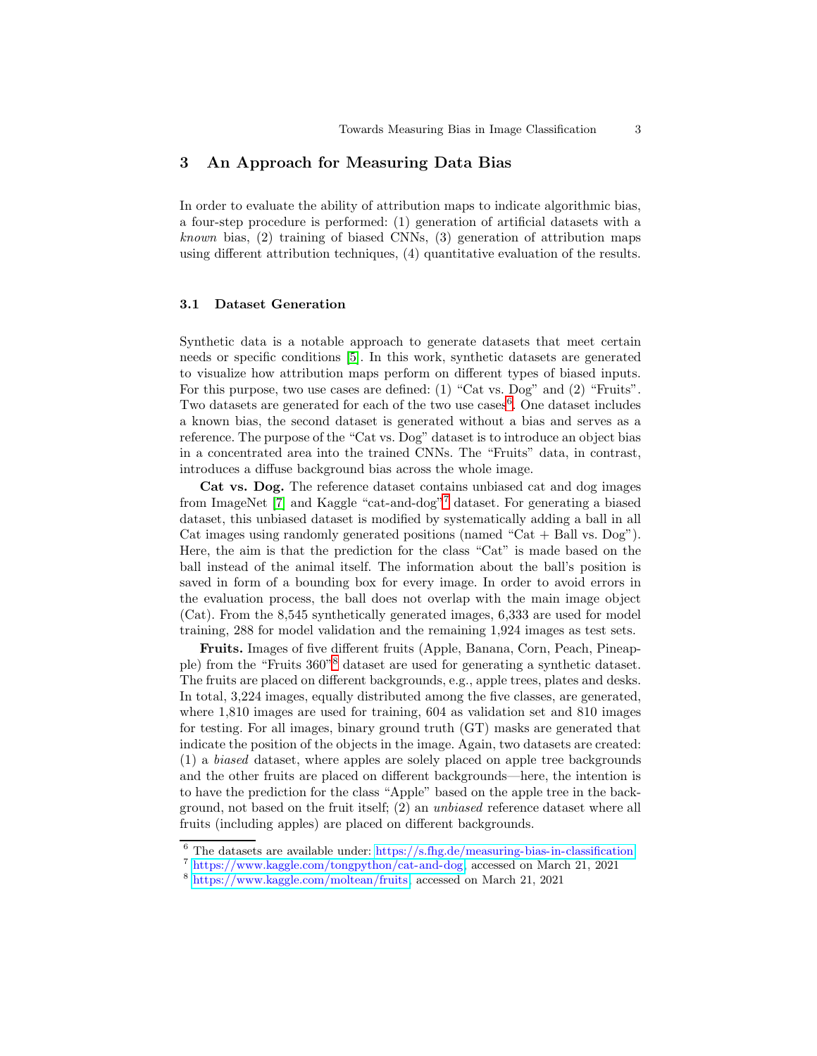## 3 An Approach for Measuring Data Bias

In order to evaluate the ability of attribution maps to indicate algorithmic bias, a four-step procedure is performed: (1) generation of artificial datasets with a *known* bias, (2) training of biased CNNs, (3) generation of attribution maps using different attribution techniques, (4) quantitative evaluation of the results.

### 3.1 Dataset Generation

Synthetic data is a notable approach to generate datasets that meet certain needs or specific conditions [5]. In this work, synthetic datasets are generated to visualize how attribution maps perform on different types of biased inputs. For this purpose, two use cases are defined: (1) "Cat vs. Dog" and (2) "Fruits". Two datasets are generated for each of the two use cases[6]. One dataset includes a known bias, the second dataset is generated without a bias and serves as a reference. The purpose of the "Cat vs. Dog" dataset is to introduce an object bias in a concentrated area into the trained CNNs. The "Fruits" data, in contrast, introduces a diffuse background bias across the whole image.

**Cat vs. Dog.** The reference dataset contains unbiased cat and dog images from ImageNet [7] and Kaggle "cat-and-dog"[7] dataset. For generating a biased dataset, this unbiased dataset is modified by systematically adding a ball in all Cat images using randomly generated positions (named "Cat + Ball vs. Dog"). Here, the aim is that the prediction for the class "Cat" is made based on the ball instead of the animal itself. The information about the ball's position is saved in form of a bounding box for every image. In order to avoid errors in the evaluation process, the ball does not overlap with the main image object (Cat). From the 8,545 synthetically generated images, 6,333 are used for model training, 288 for model validation and the remaining 1,924 images as test sets.

**Fruits.** Images of five different fruits (Apple, Banana, Corn, Peach, Pineapple) from the "Fruits 360"[8] dataset are used for generating a synthetic dataset. The fruits are placed on different backgrounds, e.g., apple trees, plates and desks. In total, 3,224 images, equally distributed among the five classes, are generated, where 1,810 images are used for training, 604 as validation set and 810 images for testing. For all images, binary ground truth (GT) masks are generated that indicate the position of the objects in the image. Again, two datasets are created: (1) a *biased* dataset, where apples are solely placed on apple tree backgrounds and the other fruits are placed on different backgrounds—here, the intention is to have the prediction for the class "Apple" based on the apple tree in the background, not based on the fruit itself; (2) an *unbiased* reference dataset where all fruits (including apples) are placed on different backgrounds.

---

[6] The datasets are available under: https://s.fhg.de/measuring-bias-in-classification

[7] https://www.kaggle.com/tongpython/cat-and-dog, accessed on March 21, 2021

[8] https://www.kaggle.com/moltean/fruits, accessed on March 21, 2021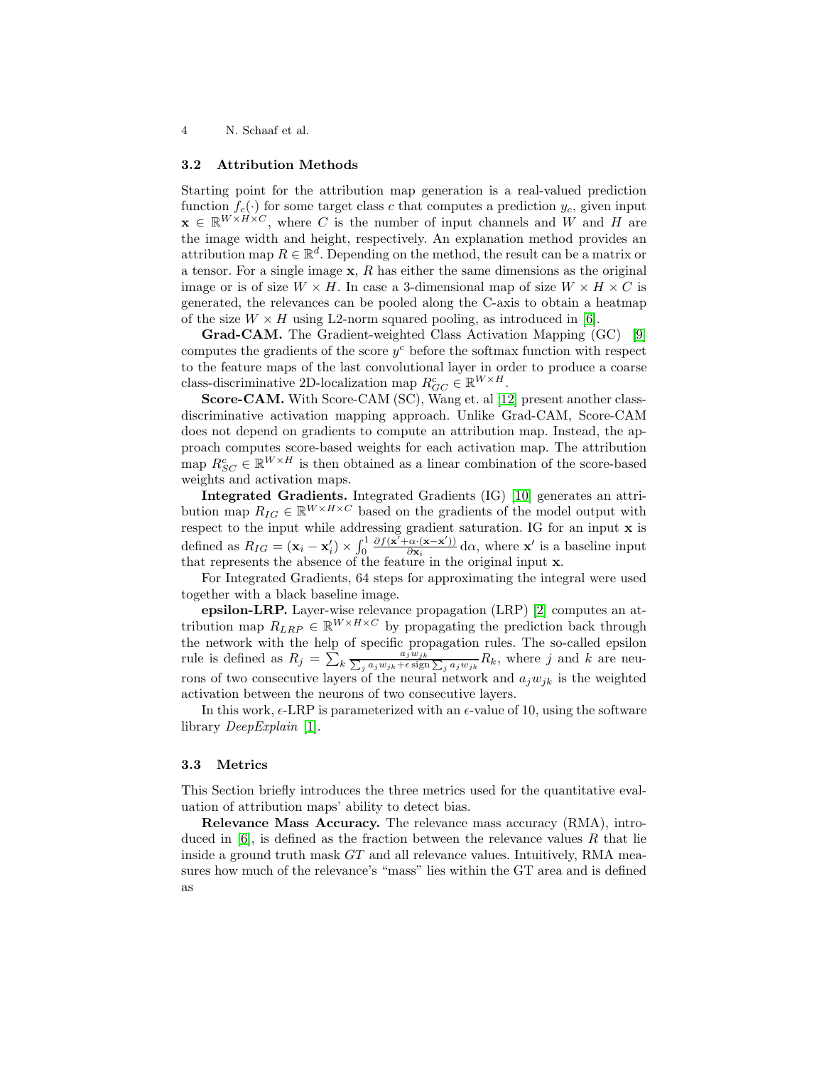### 3.2 Attribution Methods

Starting point for the attribution map generation is a real-valued prediction function $f_c(\cdot)$ for some target class $c$ that computes a prediction $y_c$, given input $\mathbf{x} \in \mathbb{R}^{W \times H \times C}$, where $C$ is the number of input channels and $W$ and $H$ are the image width and height, respectively. An explanation method provides an attribution map $R \in \mathbb{R}^d$. Depending on the method, the result can be a matrix or a tensor. For a single image $\mathbf{x}$, $R$ has either the same dimensions as the original image or is of size $W \times H$. In case a 3-dimensional map of size $W \times H \times C$ is generated, the relevances can be pooled along the C-axis to obtain a heatmap of the size $W \times H$ using L2-norm squared pooling, as introduced in [6].

**Grad-CAM.** The Gradient-weighted Class Activation Mapping (GC) [9] computes the gradients of the score $y^c$ before the softmax function with respect to the feature maps of the last convolutional layer in order to produce a coarse class-discriminative 2D-localization map $R_{GC}^c \in \mathbb{R}^{W \times H}$.

**Score-CAM.** With Score-CAM (SC), Wang et. al [12] present another class-discriminative activation mapping approach. Unlike Grad-CAM, Score-CAM does not depend on gradients to compute an attribution map. Instead, the approach computes score-based weights for each activation map. The attribution map $R_{SC}^c \in \mathbb{R}^{W \times H}$ is then obtained as a linear combination of the score-based weights and activation maps.

**Integrated Gradients.** Integrated Gradients (IG) [10] generates an attribution map $R_{IG} \in \mathbb{R}^{W \times H \times C}$ based on the gradients of the model output with respect to the input while addressing gradient saturation. IG for an input $\mathbf{x}$ is defined as $R_{IG} = (\mathbf{x}_i - \mathbf{x}'_i) \times \int_0^1 \frac{\partial f(\mathbf{x}' + \alpha \cdot (\mathbf{x} - \mathbf{x}'))}{\partial \mathbf{x}_i} \, d\alpha$, where $\mathbf{x}'$ is a baseline input that represents the absence of the feature in the original input $\mathbf{x}$.

For Integrated Gradients, 64 steps for approximating the integral were used together with a black baseline image.

**epsilon-LRP.** Layer-wise relevance propagation (LRP) [2] computes an attribution map $R_{LRP} \in \mathbb{R}^{W \times H \times C}$ by propagating the prediction back through the network with the help of specific propagation rules. The so-called epsilon rule is defined as $R_j = \sum_k \frac{a_j w_{jk}}{\sum_j a_j w_{jk} + \epsilon \, \text{sign} \sum_j a_j w_{jk}} R_k$, where $j$ and $k$ are neurons of two consecutive layers of the neural network and $a_j w_{jk}$ is the weighted activation between the neurons of two consecutive layers.

In this work, $\epsilon$-LRP is parameterized with an $\epsilon$-value of 10, using the software library *DeepExplain* [1].

### 3.3 Metrics

This Section briefly introduces the three metrics used for the quantitative evaluation of attribution maps' ability to detect bias.

**Relevance Mass Accuracy.** The relevance mass accuracy (RMA), introduced in [6], is defined as the fraction between the relevance values $R$ that lie inside a ground truth mask $GT$ and all relevance values. Intuitively, RMA measures how much of the relevance's "mass" lies within the GT area and is defined as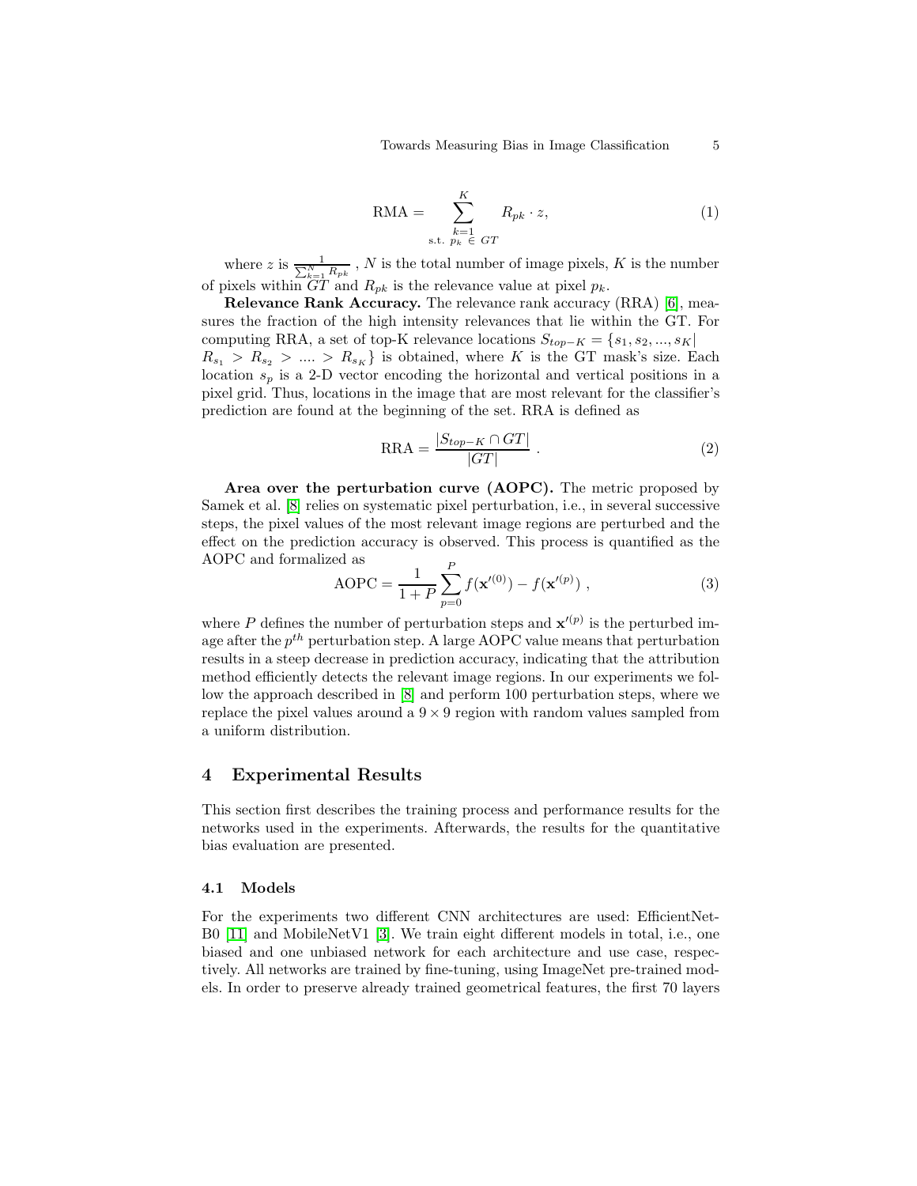$$\text{RMA} = \sum_{\substack{k=1 \\ \text{s.t. } p_k \in GT}}^{K} R_{pk} \cdot z, \tag{1}$$

where $z$ is $\frac{1}{\sum_{k=1}^{N} R_{pk}}$ , $N$ is the total number of image pixels, $K$ is the number of pixels within $GT$ and $R_{pk}$ is the relevance value at pixel $p_k$.

**Relevance Rank Accuracy.** The relevance rank accuracy (RRA) [6], measures the fraction of the high intensity relevances that lie within the GT. For computing RRA, a set of top-K relevance locations $S_{top-K} = \{s_1, s_2, ..., s_K | R_{s_1} > R_{s_2} > .... > R_{s_K}\}$ is obtained, where $K$ is the GT mask's size. Each location $s_p$ is a 2-D vector encoding the horizontal and vertical positions in a pixel grid. Thus, locations in the image that are most relevant for the classifier's prediction are found at the beginning of the set. RRA is defined as

$$\text{RRA} = \frac{|S_{top-K} \cap GT|}{|GT|} \ . \tag{2}$$

**Area over the perturbation curve (AOPC).** The metric proposed by Samek et al. [8] relies on systematic pixel perturbation, i.e., in several successive steps, the pixel values of the most relevant image regions are perturbed and the effect on the prediction accuracy is observed. This process is quantified as the AOPC and formalized as

$$\text{AOPC} = \frac{1}{1+P} \sum_{p=0}^{P} f(\mathbf{x}'^{(0)}) - f(\mathbf{x}'^{(p)}) \ , \tag{3}$$

where $P$ defines the number of perturbation steps and $\mathbf{x}'^{(p)}$ is the perturbed image after the $p^{th}$ perturbation step. A large AOPC value means that perturbation results in a steep decrease in prediction accuracy, indicating that the attribution method efficiently detects the relevant image regions. In our experiments we follow the approach described in [8] and perform 100 perturbation steps, where we replace the pixel values around a $9 \times 9$ region with random values sampled from a uniform distribution.

## 4 Experimental Results

This section first describes the training process and performance results for the networks used in the experiments. Afterwards, the results for the quantitative bias evaluation are presented.

### 4.1 Models

For the experiments two different CNN architectures are used: EfficientNet-B0 [11] and MobileNetV1 [3]. We train eight different models in total, i.e., one biased and one unbiased network for each architecture and use case, respectively. All networks are trained by fine-tuning, using ImageNet pre-trained models. In order to preserve already trained geometrical features, the first 70 layers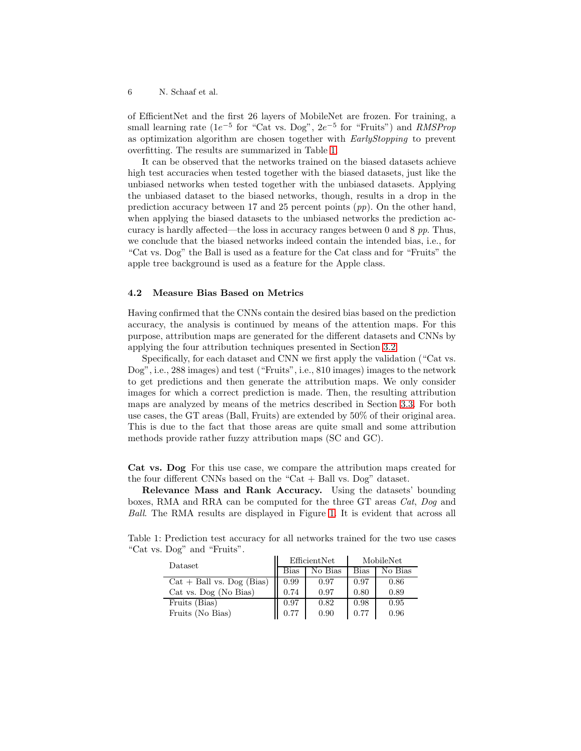of EfficientNet and the first 26 layers of MobileNet are frozen. For training, a small learning rate ($1e^{-5}$ for "Cat vs. Dog", $2e^{-5}$ for "Fruits") and *RMSProp* as optimization algorithm are chosen together with *EarlyStopping* to prevent overfitting. The results are summarized in Table 1.

It can be observed that the networks trained on the biased datasets achieve high test accuracies when tested together with the biased datasets, just like the unbiased networks when tested together with the unbiased datasets. Applying the unbiased dataset to the biased networks, though, results in a drop in the prediction accuracy between 17 and 25 percent points (*pp*). On the other hand, when applying the biased datasets to the unbiased networks the prediction accuracy is hardly affected—the loss in accuracy ranges between 0 and 8 *pp*. Thus, we conclude that the biased networks indeed contain the intended bias, i.e., for "Cat vs. Dog" the Ball is used as a feature for the Cat class and for "Fruits" the apple tree background is used as a feature for the Apple class.

### 4.2 Measure Bias Based on Metrics

Having confirmed that the CNNs contain the desired bias based on the prediction accuracy, the analysis is continued by means of the attention maps. For this purpose, attribution maps are generated for the different datasets and CNNs by applying the four attribution techniques presented in Section 3.2.

Specifically, for each dataset and CNN we first apply the validation ("Cat vs. Dog", i.e., 288 images) and test ("Fruits", i.e., 810 images) images to the network to get predictions and then generate the attribution maps. We only consider images for which a correct prediction is made. Then, the resulting attribution maps are analyzed by means of the metrics described in Section 3.3. For both use cases, the GT areas (Ball, Fruits) are extended by 50% of their original area. This is due to the fact that those areas are quite small and some attribution methods provide rather fuzzy attribution maps (SC and GC).

**Cat vs. Dog** For this use case, we compare the attribution maps created for the four different CNNs based on the "Cat + Ball vs. Dog" dataset.

**Relevance Mass and Rank Accuracy.** Using the datasets' bounding boxes, RMA and RRA can be computed for the three GT areas *Cat*, *Dog* and *Ball*. The RMA results are displayed in Figure 1. It is evident that across all

Table 1: Prediction test accuracy for all networks trained for the two use cases "Cat vs. Dog" and "Fruits".

| Dataset | EfficientNet | | MobileNet | |
|---|---|---|---|---|
| | Bias | No Bias | Bias | No Bias |
| Cat + Ball vs. Dog (Bias) | 0.99 | 0.97 | 0.97 | 0.86 |
| Cat vs. Dog (No Bias) | 0.74 | 0.97 | 0.80 | 0.89 |
| Fruits (Bias) | 0.97 | 0.82 | 0.98 | 0.95 |
| Fruits (No Bias) | 0.77 | 0.90 | 0.77 | 0.96 |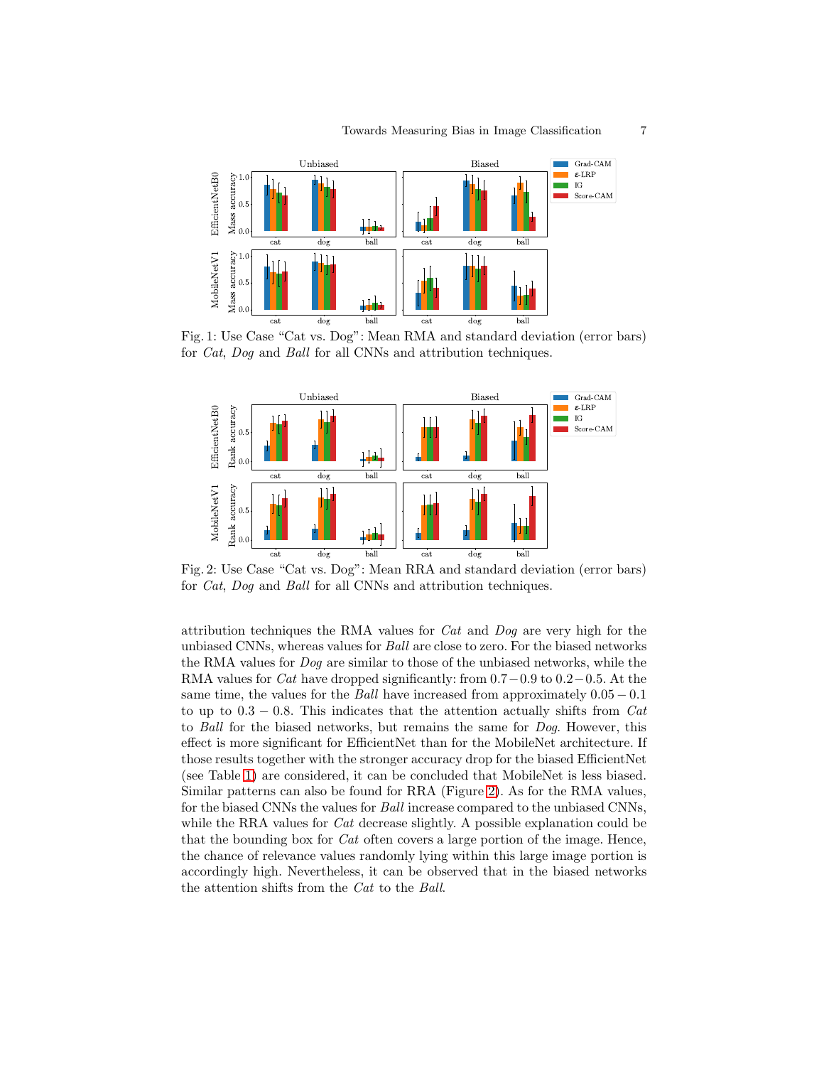Fig. 1: Use Case "Cat vs. Dog": Mean RMA and standard deviation (error bars) for *Cat*, *Dog* and *Ball* for all CNNs and attribution techniques.

Fig. 2: Use Case "Cat vs. Dog": Mean RRA and standard deviation (error bars) for *Cat*, *Dog* and *Ball* for all CNNs and attribution techniques.

attribution techniques the RMA values for *Cat* and *Dog* are very high for the unbiased CNNs, whereas values for *Ball* are close to zero. For the biased networks the RMA values for *Dog* are similar to those of the unbiased networks, while the RMA values for *Cat* have dropped significantly: from $0.7-0.9$ to $0.2-0.5$. At the same time, the values for the *Ball* have increased from approximately $0.05-0.1$ to up to $0.3-0.8$. This indicates that the attention actually shifts from *Cat* to *Ball* for the biased networks, but remains the same for *Dog*. However, this effect is more significant for EfficientNet than for the MobileNet architecture. If those results together with the stronger accuracy drop for the biased EfficientNet (see Table 1) are considered, it can be concluded that MobileNet is less biased. Similar patterns can also be found for RRA (Figure 2). As for the RMA values, for the biased CNNs the values for *Ball* increase compared to the unbiased CNNs, while the RRA values for *Cat* decrease slightly. A possible explanation could be that the bounding box for *Cat* often covers a large portion of the image. Hence, the chance of relevance values randomly lying within this large image portion is accordingly high. Nevertheless, it can be observed that in the biased networks the attention shifts from the *Cat* to the *Ball*.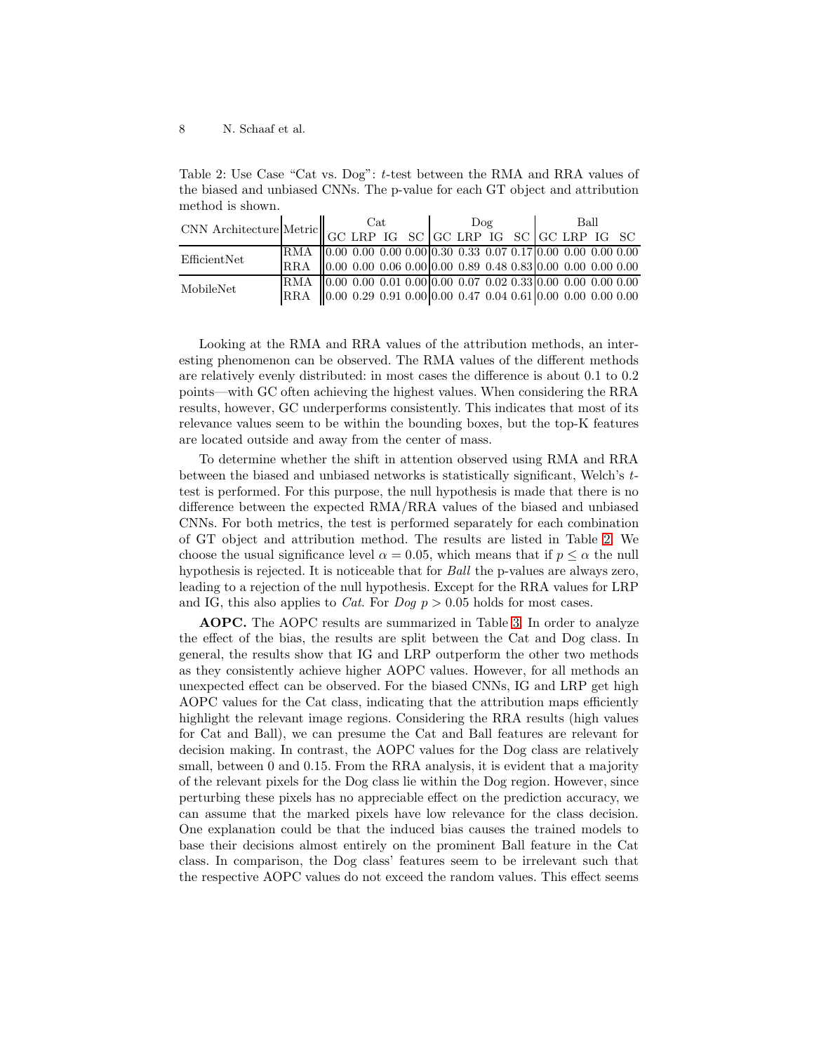Table 2: Use Case "Cat vs. Dog": $t$-test between the RMA and RRA values of the biased and unbiased CNNs. The p-value for each GT object and attribution method is shown.

| CNN Architecture | Metric | Cat | | | | Dog | | | | Ball | | | |
|---|---|---|---|---|---|---|---|---|---|---|---|---|---|
| | | GC | LRP | IG | SC | GC | LRP | IG | SC | GC | LRP | IG | SC |
| EfficientNet | RMA | 0.00 | 0.00 | 0.00 | 0.00 | 0.30 | 0.33 | 0.07 | 0.17 | 0.00 | 0.00 | 0.00 | 0.00 |
| | RRA | 0.00 | 0.00 | 0.06 | 0.00 | 0.00 | 0.89 | 0.48 | 0.83 | 0.00 | 0.00 | 0.00 | 0.00 |
| MobileNet | RMA | 0.00 | 0.00 | 0.01 | 0.00 | 0.00 | 0.07 | 0.02 | 0.33 | 0.00 | 0.00 | 0.00 | 0.00 |
| | RRA | 0.00 | 0.29 | 0.91 | 0.00 | 0.00 | 0.47 | 0.04 | 0.61 | 0.00 | 0.00 | 0.00 | 0.00 |

Looking at the RMA and RRA values of the attribution methods, an interesting phenomenon can be observed. The RMA values of the different methods are relatively evenly distributed: in most cases the difference is about 0.1 to 0.2 points—with GC often achieving the highest values. When considering the RRA results, however, GC underperforms consistently. This indicates that most of its relevance values seem to be within the bounding boxes, but the top-K features are located outside and away from the center of mass.

To determine whether the shift in attention observed using RMA and RRA between the biased and unbiased networks is statistically significant, Welch's $t$-test is performed. For this purpose, the null hypothesis is made that there is no difference between the expected RMA/RRA values of the biased and unbiased CNNs. For both metrics, the test is performed separately for each combination of GT object and attribution method. The results are listed in Table 2. We choose the usual significance level $\alpha = 0.05$, which means that if $p \leq \alpha$ the null hypothesis is rejected. It is noticeable that for *Ball* the p-values are always zero, leading to a rejection of the null hypothesis. Except for the RRA values for LRP and IG, this also applies to *Cat*. For *Dog* $p > 0.05$ holds for most cases.

**AOPC.** The AOPC results are summarized in Table 3. In order to analyze the effect of the bias, the results are split between the Cat and Dog class. In general, the results show that IG and LRP outperform the other two methods as they consistently achieve higher AOPC values. However, for all methods an unexpected effect can be observed. For the biased CNNs, IG and LRP get high AOPC values for the Cat class, indicating that the attribution maps efficiently highlight the relevant image regions. Considering the RRA results (high values for Cat and Ball), we can presume the Cat and Ball features are relevant for decision making. In contrast, the AOPC values for the Dog class are relatively small, between 0 and 0.15. From the RRA analysis, it is evident that a majority of the relevant pixels for the Dog class lie within the Dog region. However, since perturbing these pixels has no appreciable effect on the prediction accuracy, we can assume that the marked pixels have low relevance for the class decision. One explanation could be that the induced bias causes the trained models to base their decisions almost entirely on the prominent Ball feature in the Cat class. In comparison, the Dog class' features seem to be irrelevant such that the respective AOPC values do not exceed the random values. This effect seems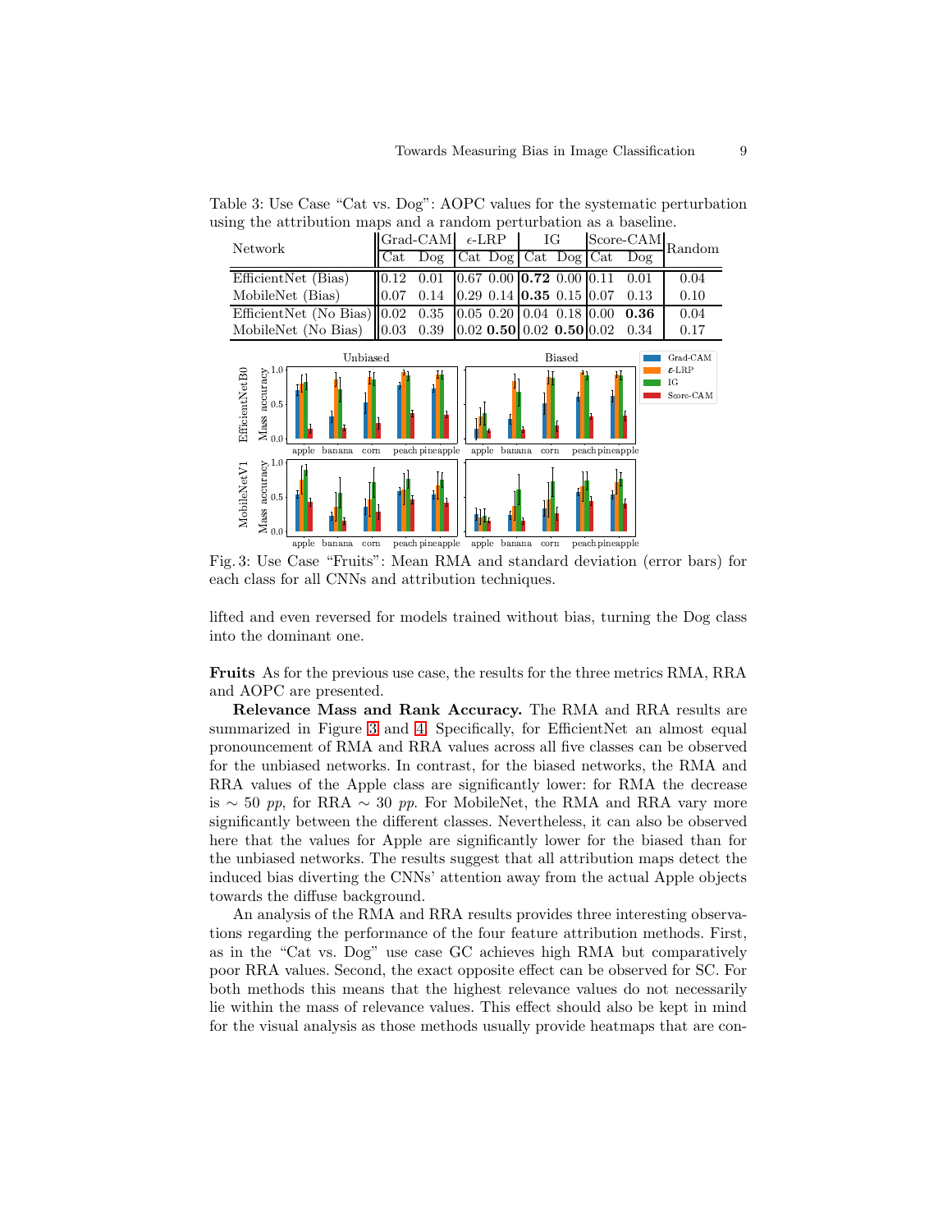Table 3: Use Case "Cat vs. Dog": AOPC values for the systematic perturbation using the attribution maps and a random perturbation as a baseline.

| Network | Grad-CAM | | $\epsilon$-LRP | | IG | | Score-CAM | | Random |
|---|---|---|---|---|---|---|---|---|---|
| | Cat | Dog | Cat | Dog | Cat | Dog | Cat | Dog | |
| EfficientNet (Bias) | 0.12 | 0.01 | 0.67 | 0.00 | **0.72** | 0.00 | 0.11 | 0.01 | 0.04 |
| MobileNet (Bias) | 0.07 | 0.14 | 0.29 | 0.14 | **0.35** | 0.15 | 0.07 | 0.13 | 0.10 |
| EfficientNet (No Bias) | 0.02 | 0.35 | 0.05 | 0.20 | 0.04 | 0.18 | 0.00 | **0.36** | 0.04 |
| MobileNet (No Bias) | 0.03 | 0.39 | 0.02 | **0.50** | 0.02 | **0.50** | 0.02 | 0.34 | 0.17 |

Fig. 3: Use Case "Fruits": Mean RMA and standard deviation (error bars) for each class for all CNNs and attribution techniques.

lifted and even reversed for models trained without bias, turning the Dog class into the dominant one.

**Fruits** As for the previous use case, the results for the three metrics RMA, RRA and AOPC are presented.

**Relevance Mass and Rank Accuracy.** The RMA and RRA results are summarized in Figure 3 and 4. Specifically, for EfficientNet an almost equal pronouncement of RMA and RRA values across all five classes can be observed for the unbiased networks. In contrast, for the biased networks, the RMA and RRA values of the Apple class are significantly lower: for RMA the decrease is $\sim 50$ *pp*, for RRA $\sim 30$ *pp*. For MobileNet, the RMA and RRA vary more significantly between the different classes. Nevertheless, it can also be observed here that the values for Apple are significantly lower for the biased than for the unbiased networks. The results suggest that all attribution maps detect the induced bias diverting the CNNs' attention away from the actual Apple objects towards the diffuse background.

An analysis of the RMA and RRA results provides three interesting observations regarding the performance of the four feature attribution methods. First, as in the "Cat vs. Dog" use case GC achieves high RMA but comparatively poor RRA values. Second, the exact opposite effect can be observed for SC. For both methods this means that the highest relevance values do not necessarily lie within the mass of relevance values. This effect should also be kept in mind for the visual analysis as those methods usually provide heatmaps that are con-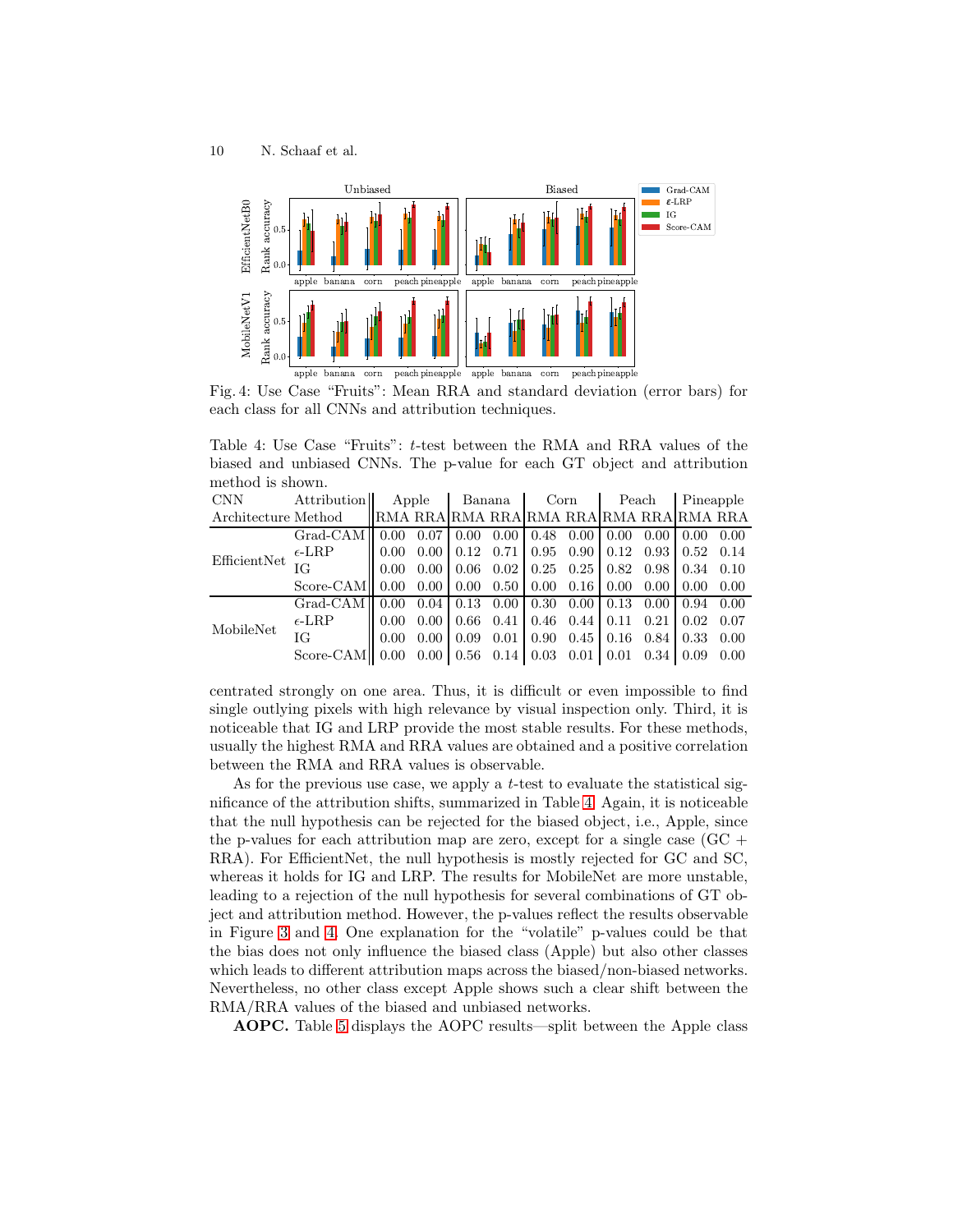Fig. 4: Use Case “Fruits”: Mean RRA and standard deviation (error bars) for each class for all CNNs and attribution techniques.

Table 4: Use Case “Fruits”: $t$-test between the RMA and RRA values of the biased and unbiased CNNs. The p-value for each GT object and attribution method is shown.

| CNN Architecture | Attribution Method | Apple | | Banana | | Corn | | Peach | | Pineapple | |
|---|---|---|---|---|---|---|---|---|---|---|---|
| | | RMA | RRA | RMA | RRA | RMA | RRA | RMA | RRA | RMA | RRA |
| EfficientNet | Grad-CAM | 0.00 | 0.07 | 0.00 | 0.00 | 0.48 | 0.00 | 0.00 | 0.00 | 0.00 | 0.00 |
| | $\epsilon$-LRP | 0.00 | 0.00 | 0.12 | 0.71 | 0.95 | 0.90 | 0.12 | 0.93 | 0.52 | 0.14 |
| | IG | 0.00 | 0.00 | 0.06 | 0.02 | 0.25 | 0.25 | 0.82 | 0.98 | 0.34 | 0.10 |
| | Score-CAM | 0.00 | 0.00 | 0.00 | 0.50 | 0.00 | 0.16 | 0.00 | 0.00 | 0.00 | 0.00 |
| MobileNet | Grad-CAM | 0.00 | 0.04 | 0.13 | 0.00 | 0.30 | 0.00 | 0.13 | 0.00 | 0.94 | 0.00 |
| | $\epsilon$-LRP | 0.00 | 0.00 | 0.66 | 0.41 | 0.46 | 0.44 | 0.11 | 0.21 | 0.02 | 0.07 |
| | IG | 0.00 | 0.00 | 0.09 | 0.01 | 0.90 | 0.45 | 0.16 | 0.84 | 0.33 | 0.00 |
| | Score-CAM | 0.00 | 0.00 | 0.56 | 0.14 | 0.03 | 0.01 | 0.01 | 0.34 | 0.09 | 0.00 |

centrated strongly on one area. Thus, it is difficult or even impossible to find single outlying pixels with high relevance by visual inspection only. Third, it is noticeable that IG and LRP provide the most stable results. For these methods, usually the highest RMA and RRA values are obtained and a positive correlation between the RMA and RRA values is observable.

As for the previous use case, we apply a $t$-test to evaluate the statistical significance of the attribution shifts, summarized in Table 4. Again, it is noticeable that the null hypothesis can be rejected for the biased object, i.e., Apple, since the p-values for each attribution map are zero, except for a single case (GC + RRA). For EfficientNet, the null hypothesis is mostly rejected for GC and SC, whereas it holds for IG and LRP. The results for MobileNet are more unstable, leading to a rejection of the null hypothesis for several combinations of GT object and attribution method. However, the p-values reflect the results observable in Figure 3 and 4. One explanation for the “volatile” p-values could be that the bias does not only influence the biased class (Apple) but also other classes which leads to different attribution maps across the biased/non-biased networks. Nevertheless, no other class except Apple shows such a clear shift between the RMA/RRA values of the biased and unbiased networks.

**AOPC.** Table 5 displays the AOPC results—split between the Apple class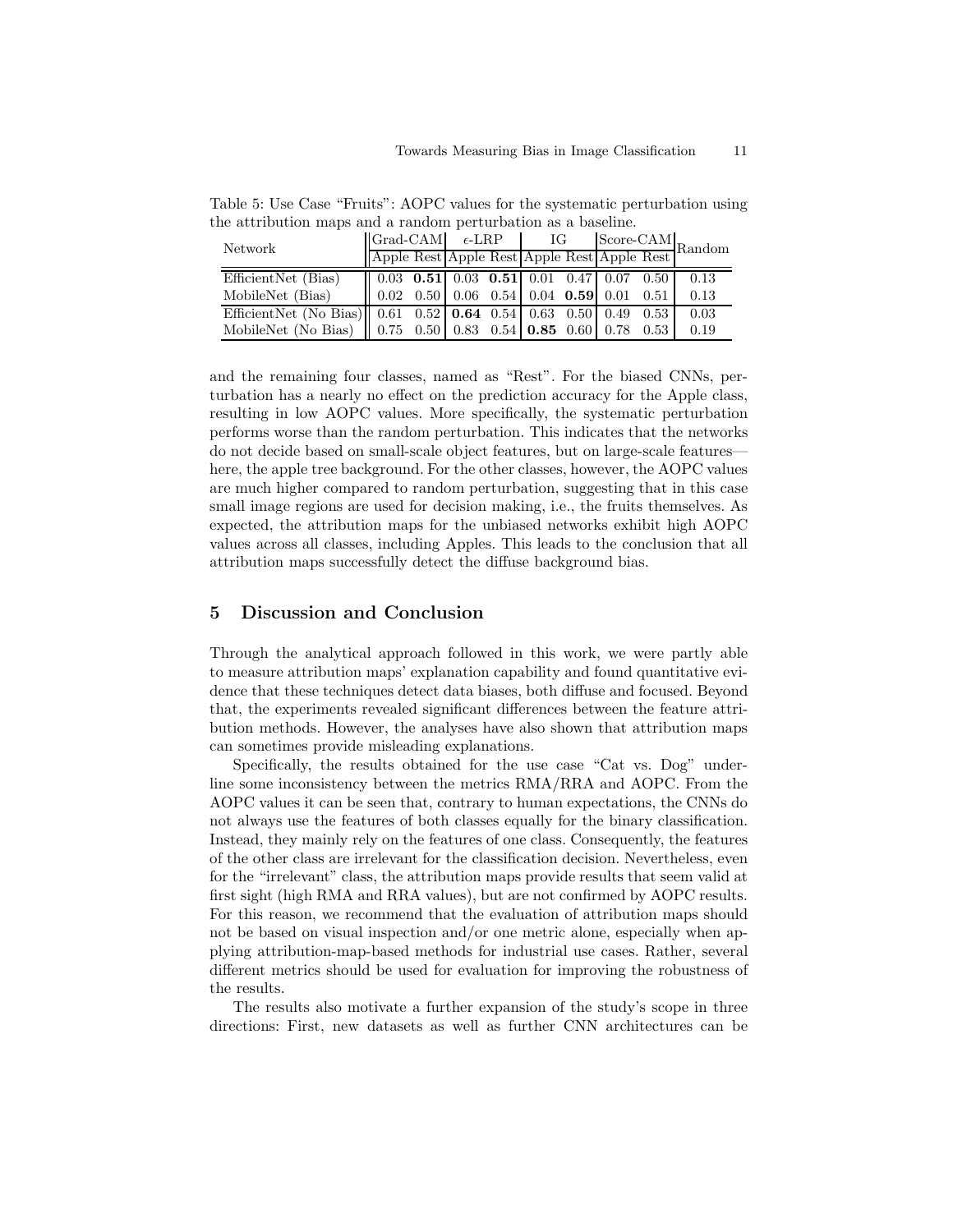Table 5: Use Case "Fruits": AOPC values for the systematic perturbation using the attribution maps and a random perturbation as a baseline.

| Network | Grad-CAM | | $\epsilon$-LRP | | IG | | Score-CAM | | Random |
|---|---|---|---|---|---|---|---|---|---|
| | Apple | Rest | Apple | Rest | Apple | Rest | Apple | Rest | |
| EfficientNet (Bias) | 0.03 | **0.51** | 0.03 | **0.51** | 0.01 | 0.47 | 0.07 | 0.50 | 0.13 |
| MobileNet (Bias) | 0.02 | 0.50 | 0.06 | 0.54 | 0.04 | **0.59** | 0.01 | 0.51 | 0.13 |
| EfficientNet (No Bias) | 0.61 | 0.52 | **0.64** | 0.54 | 0.63 | 0.50 | 0.49 | 0.53 | 0.03 |
| MobileNet (No Bias) | 0.75 | 0.50 | 0.83 | 0.54 | **0.85** | 0.60 | 0.78 | 0.53 | 0.19 |

and the remaining four classes, named as "Rest". For the biased CNNs, perturbation has a nearly no effect on the prediction accuracy for the Apple class, resulting in low AOPC values. More specifically, the systematic perturbation performs worse than the random perturbation. This indicates that the networks do not decide based on small-scale object features, but on large-scale features—here, the apple tree background. For the other classes, however, the AOPC values are much higher compared to random perturbation, suggesting that in this case small image regions are used for decision making, i.e., the fruits themselves. As expected, the attribution maps for the unbiased networks exhibit high AOPC values across all classes, including Apples. This leads to the conclusion that all attribution maps successfully detect the diffuse background bias.

## 5 Discussion and Conclusion

Through the analytical approach followed in this work, we were partly able to measure attribution maps' explanation capability and found quantitative evidence that these techniques detect data biases, both diffuse and focused. Beyond that, the experiments revealed significant differences between the feature attribution methods. However, the analyses have also shown that attribution maps can sometimes provide misleading explanations.

Specifically, the results obtained for the use case "Cat vs. Dog" underline some inconsistency between the metrics RMA/RRA and AOPC. From the AOPC values it can be seen that, contrary to human expectations, the CNNs do not always use the features of both classes equally for the binary classification. Instead, they mainly rely on the features of one class. Consequently, the features of the other class are irrelevant for the classification decision. Nevertheless, even for the "irrelevant" class, the attribution maps provide results that seem valid at first sight (high RMA and RRA values), but are not confirmed by AOPC results. For this reason, we recommend that the evaluation of attribution maps should not be based on visual inspection and/or one metric alone, especially when applying attribution-map-based methods for industrial use cases. Rather, several different metrics should be used for evaluation for improving the robustness of the results.

The results also motivate a further expansion of the study's scope in three directions: First, new datasets as well as further CNN architectures can be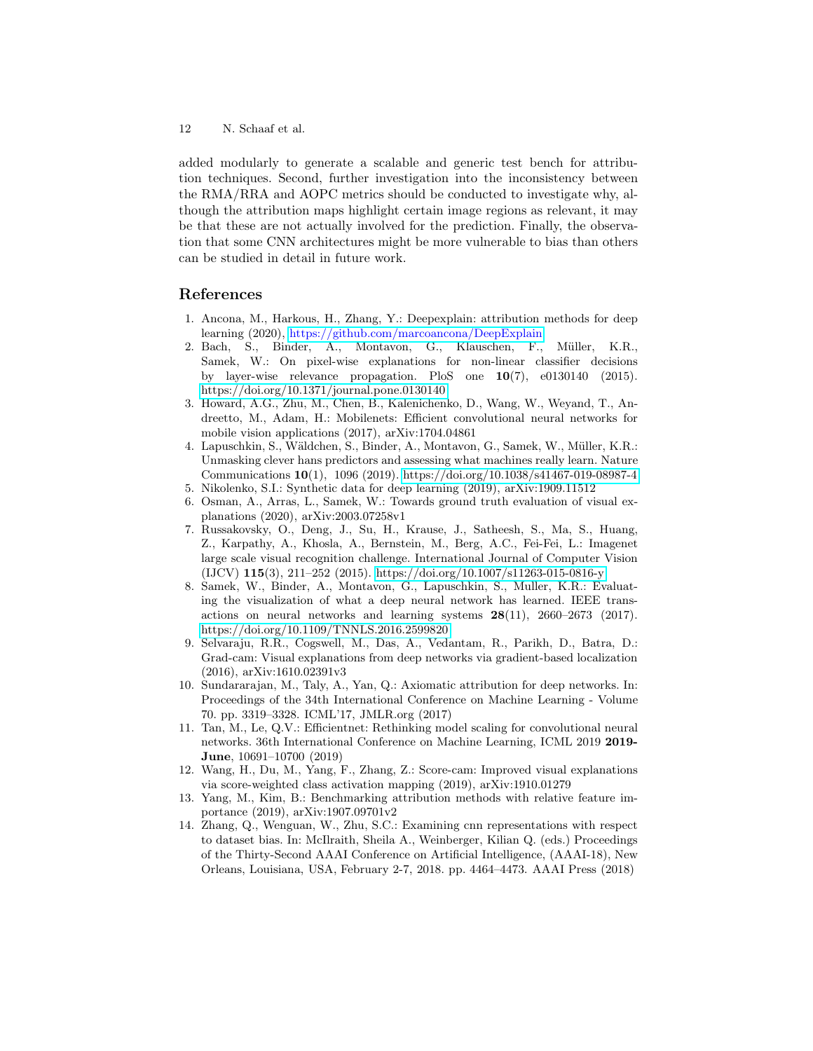added modularly to generate a scalable and generic test bench for attribution techniques. Second, further investigation into the inconsistency between the RMA/RRA and AOPC metrics should be conducted to investigate why, although the attribution maps highlight certain image regions as relevant, it may be that these are not actually involved for the prediction. Finally, the observation that some CNN architectures might be more vulnerable to bias than others can be studied in detail in future work.

## References

1. Ancona, M., Harkous, H., Zhang, Y.: Deepexplain: attribution methods for deep learning (2020), https://github.com/marcoancona/DeepExplain
2. Bach, S., Binder, A., Montavon, G., Klauschen, F., Müller, K.R., Samek, W.: On pixel-wise explanations for non-linear classifier decisions by layer-wise relevance propagation. PloS one **10**(7), e0130140 (2015). https://doi.org/10.1371/journal.pone.0130140
3. Howard, A.G., Zhu, M., Chen, B., Kalenichenko, D., Wang, W., Weyand, T., Andreetto, M., Adam, H.: Mobilenets: Efficient convolutional neural networks for mobile vision applications (2017), arXiv:1704.04861
4. Lapuschkin, S., Wäldchen, S., Binder, A., Montavon, G., Samek, W., Müller, K.R.: Unmasking clever hans predictors and assessing what machines really learn. Nature Communications **10**(1), 1096 (2019). https://doi.org/10.1038/s41467-019-08987-4
5. Nikolenko, S.I.: Synthetic data for deep learning (2019), arXiv:1909.11512
6. Osman, A., Arras, L., Samek, W.: Towards ground truth evaluation of visual explanations (2020), arXiv:2003.07258v1
7. Russakovsky, O., Deng, J., Su, H., Krause, J., Satheesh, S., Ma, S., Huang, Z., Karpathy, A., Khosla, A., Bernstein, M., Berg, A.C., Fei-Fei, L.: Imagenet large scale visual recognition challenge. International Journal of Computer Vision (IJCV) **115**(3), 211–252 (2015). https://doi.org/10.1007/s11263-015-0816-y
8. Samek, W., Binder, A., Montavon, G., Lapuschkin, S., Muller, K.R.: Evaluating the visualization of what a deep neural network has learned. IEEE transactions on neural networks and learning systems **28**(11), 2660–2673 (2017). https://doi.org/10.1109/TNNLS.2016.2599820
9. Selvaraju, R.R., Cogswell, M., Das, A., Vedantam, R., Parikh, D., Batra, D.: Grad-cam: Visual explanations from deep networks via gradient-based localization (2016), arXiv:1610.02391v3
10. Sundararajan, M., Taly, A., Yan, Q.: Axiomatic attribution for deep networks. In: Proceedings of the 34th International Conference on Machine Learning - Volume 70. pp. 3319–3328. ICML'17, JMLR.org (2017)
11. Tan, M., Le, Q.V.: Efficientnet: Rethinking model scaling for convolutional neural networks. 36th International Conference on Machine Learning, ICML 2019 **2019-June**, 10691–10700 (2019)
12. Wang, H., Du, M., Yang, F., Zhang, Z.: Score-cam: Improved visual explanations via score-weighted class activation mapping (2019), arXiv:1910.01279
13. Yang, M., Kim, B.: Benchmarking attribution methods with relative feature importance (2019), arXiv:1907.09701v2
14. Zhang, Q., Wenguan, W., Zhu, S.C.: Examining cnn representations with respect to dataset bias. In: McIlraith, Sheila A., Weinberger, Kilian Q. (eds.) Proceedings of the Thirty-Second AAAI Conference on Artificial Intelligence, (AAAI-18), New Orleans, Louisiana, USA, February 2-7, 2018. pp. 4464–4473. AAAI Press (2018)